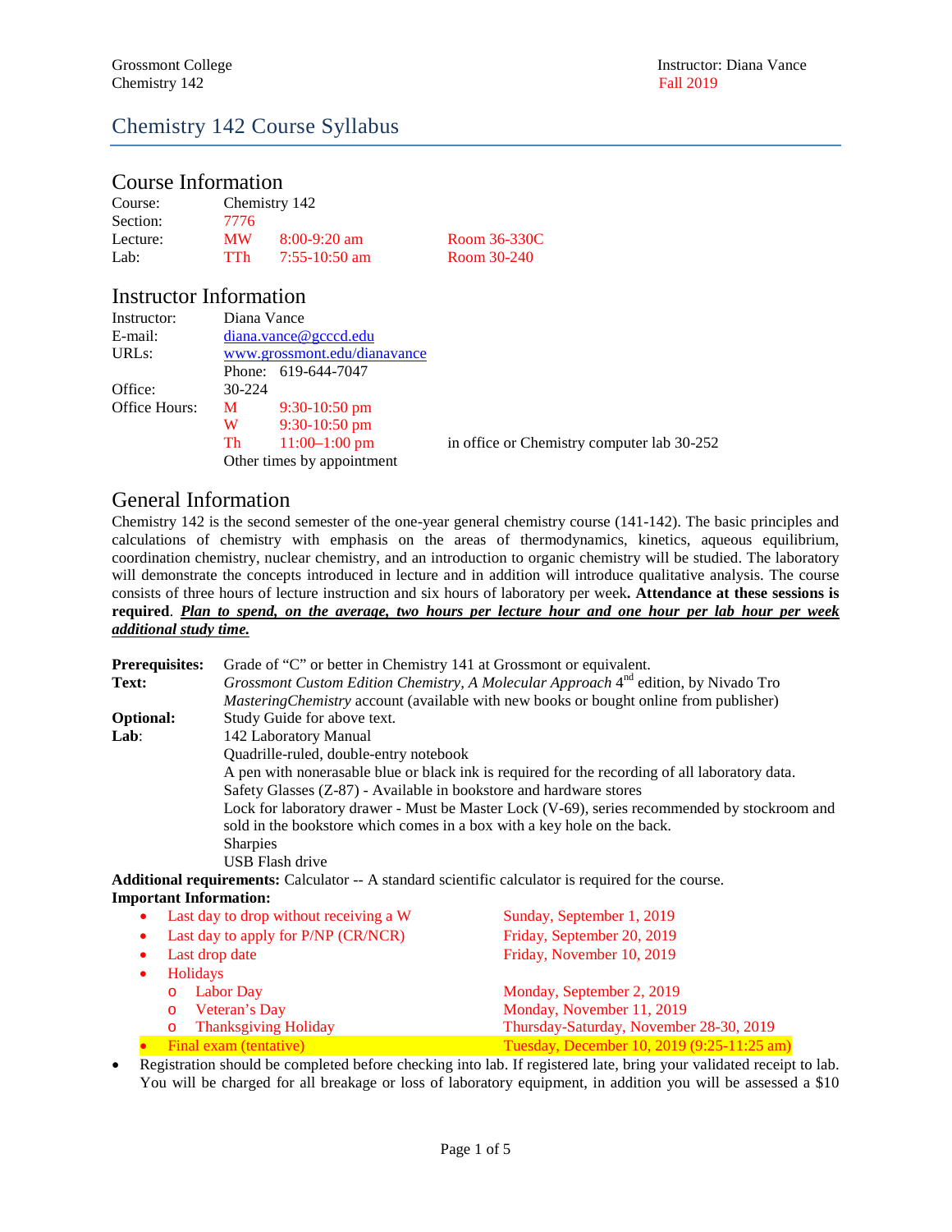Grossmont College
Chemistry 142

Instructor: Diana Vance
Fall 2019

# Chemistry 142 Course Syllabus

## Course Information

| | | | |
|---|---|---|---|
| Course: | Chemistry 142 | | |
| Section: | 7776 | | |
| Lecture: | MW | 8:00-9:20 am | Room 36-330C |
| Lab: | TTh | 7:55-10:50 am | Room 30-240 |

## Instructor Information

| | | | |
|---|---|---|---|
| Instructor: | Diana Vance | | |
| E-mail: | diana.vance@gcccd.edu | | |
| URLs: | www.grossmont.edu/dianavance | | |
| | Phone: 619-644-7047 | | |
| Office: | 30-224 | | |
| Office Hours: | M | 9:30-10:50 pm | |
| | W | 9:30-10:50 pm | |
| | Th | 11:00–1:00 pm | in office or Chemistry computer lab 30-252 |
| | Other times by appointment | | |

## General Information

Chemistry 142 is the second semester of the one-year general chemistry course (141-142). The basic principles and calculations of chemistry with emphasis on the areas of thermodynamics, kinetics, aqueous equilibrium, coordination chemistry, nuclear chemistry, and an introduction to organic chemistry will be studied. The laboratory will demonstrate the concepts introduced in lecture and in addition will introduce qualitative analysis. The course consists of three hours of lecture instruction and six hours of laboratory per week**. Attendance at these sessions is required**. ***Plan to spend, on the average, two hours per lecture hour and one hour per lab hour per week additional study time.***

**Prerequisites:** Grade of "C" or better in Chemistry 141 at Grossmont or equivalent.

**Text:** *Grossmont Custom Edition Chemistry, A Molecular Approach* 4nd edition, by Nivado Tro
*MasteringChemistry* account (available with new books or bought online from publisher)

**Optional:** Study Guide for above text.

**Lab**: 142 Laboratory Manual
Quadrille-ruled, double-entry notebook
A pen with nonerasable blue or black ink is required for the recording of all laboratory data.
Safety Glasses (Z-87) - Available in bookstore and hardware stores
Lock for laboratory drawer - Must be Master Lock (V-69), series recommended by stockroom and sold in the bookstore which comes in a box with a key hole on the back.
Sharpies
USB Flash drive

**Additional requirements:** Calculator -- A standard scientific calculator is required for the course.

**Important Information:**

- Last day to drop without receiving a W — Sunday, September 1, 2019
- Last day to apply for P/NP (CR/NCR) — Friday, September 20, 2019
- Last drop date — Friday, November 10, 2019
- Holidays
  - Labor Day — Monday, September 2, 2019
  - Veteran's Day — Monday, November 11, 2019
  - Thanksgiving Holiday — Thursday-Saturday, November 28-30, 2019
- Final exam (tentative) — Tuesday, December 10, 2019 (9:25-11:25 am)

- Registration should be completed before checking into lab. If registered late, bring your validated receipt to lab. You will be charged for all breakage or loss of laboratory equipment, in addition you will be assessed a $10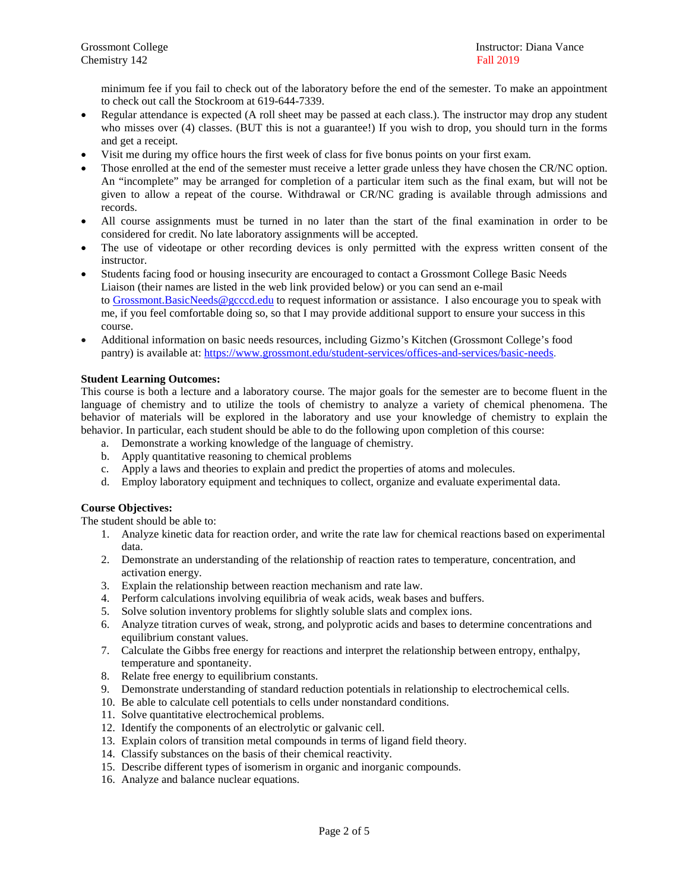minimum fee if you fail to check out of the laboratory before the end of the semester. To make an appointment to check out call the Stockroom at 619-644-7339.

- Regular attendance is expected (A roll sheet may be passed at each class.). The instructor may drop any student who misses over (4) classes. (BUT this is not a guarantee!) If you wish to drop, you should turn in the forms and get a receipt.
- Visit me during my office hours the first week of class for five bonus points on your first exam.
- Those enrolled at the end of the semester must receive a letter grade unless they have chosen the CR/NC option. An "incomplete" may be arranged for completion of a particular item such as the final exam, but will not be given to allow a repeat of the course. Withdrawal or CR/NC grading is available through admissions and records.
- All course assignments must be turned in no later than the start of the final examination in order to be considered for credit. No late laboratory assignments will be accepted.
- The use of videotape or other recording devices is only permitted with the express written consent of the instructor.
- Students facing food or housing insecurity are encouraged to contact a Grossmont College Basic Needs Liaison (their names are listed in the web link provided below) or you can send an e-mail to Grossmont.BasicNeeds@gcccd.edu to request information or assistance. I also encourage you to speak with me, if you feel comfortable doing so, so that I may provide additional support to ensure your success in this course.
- Additional information on basic needs resources, including Gizmo's Kitchen (Grossmont College's food pantry) is available at: https://www.grossmont.edu/student-services/offices-and-services/basic-needs.

**Student Learning Outcomes:**

This course is both a lecture and a laboratory course. The major goals for the semester are to become fluent in the language of chemistry and to utilize the tools of chemistry to analyze a variety of chemical phenomena. The behavior of materials will be explored in the laboratory and use your knowledge of chemistry to explain the behavior. In particular, each student should be able to do the following upon completion of this course:

a. Demonstrate a working knowledge of the language of chemistry.
b. Apply quantitative reasoning to chemical problems
c. Apply a laws and theories to explain and predict the properties of atoms and molecules.
d. Employ laboratory equipment and techniques to collect, organize and evaluate experimental data.

**Course Objectives:**

The student should be able to:

1. Analyze kinetic data for reaction order, and write the rate law for chemical reactions based on experimental data.
2. Demonstrate an understanding of the relationship of reaction rates to temperature, concentration, and activation energy.
3. Explain the relationship between reaction mechanism and rate law.
4. Perform calculations involving equilibria of weak acids, weak bases and buffers.
5. Solve solution inventory problems for slightly soluble slats and complex ions.
6. Analyze titration curves of weak, strong, and polyprotic acids and bases to determine concentrations and equilibrium constant values.
7. Calculate the Gibbs free energy for reactions and interpret the relationship between entropy, enthalpy, temperature and spontaneity.
8. Relate free energy to equilibrium constants.
9. Demonstrate understanding of standard reduction potentials in relationship to electrochemical cells.
10. Be able to calculate cell potentials to cells under nonstandard conditions.
11. Solve quantitative electrochemical problems.
12. Identify the components of an electrolytic or galvanic cell.
13. Explain colors of transition metal compounds in terms of ligand field theory.
14. Classify substances on the basis of their chemical reactivity.
15. Describe different types of isomerism in organic and inorganic compounds.
16. Analyze and balance nuclear equations.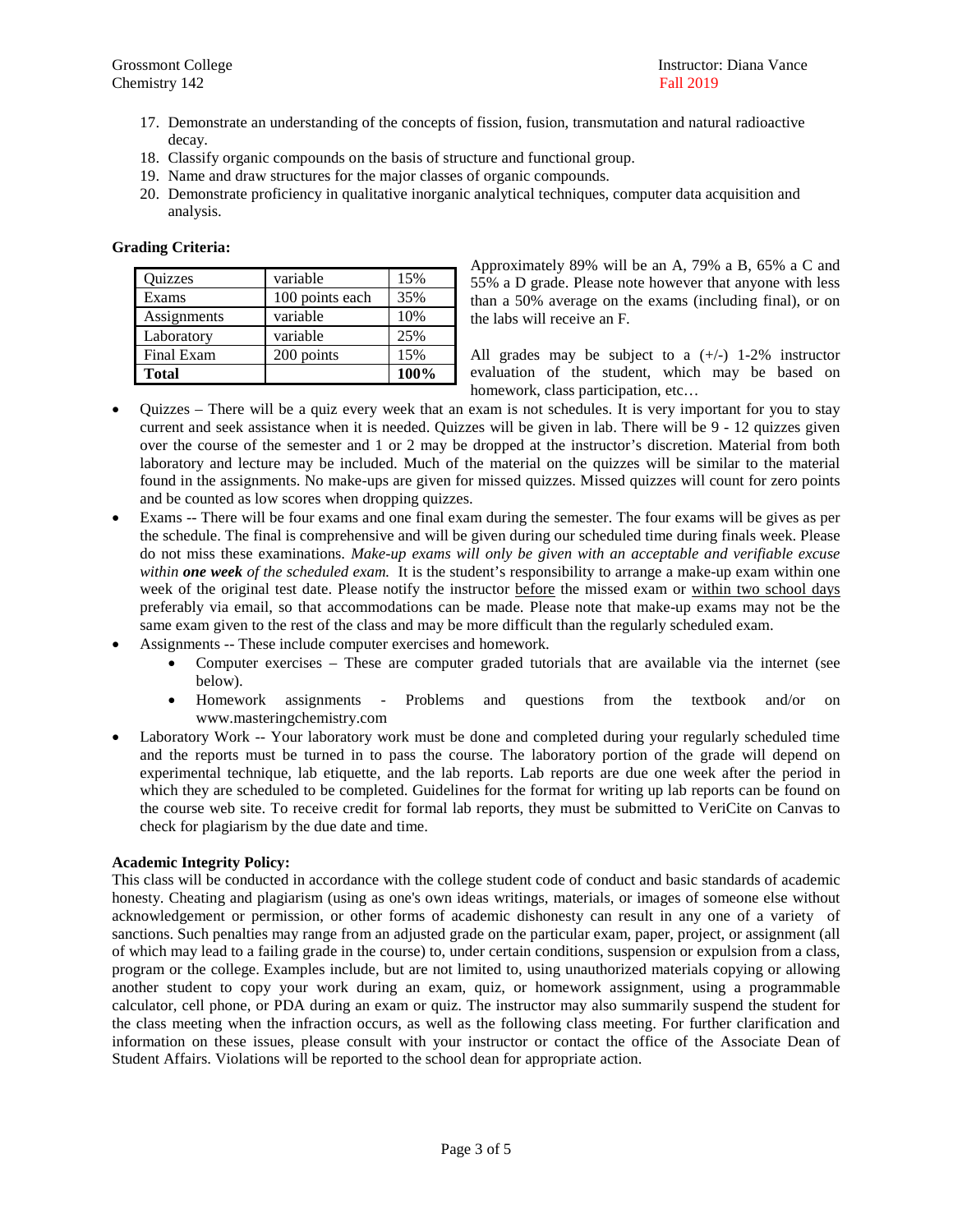17. Demonstrate an understanding of the concepts of fission, fusion, transmutation and natural radioactive decay.
18. Classify organic compounds on the basis of structure and functional group.
19. Name and draw structures for the major classes of organic compounds.
20. Demonstrate proficiency in qualitative inorganic analytical techniques, computer data acquisition and analysis.

**Grading Criteria:**

| Quizzes | variable | 15% |
|---|---|---|
| Exams | 100 points each | 35% |
| Assignments | variable | 10% |
| Laboratory | variable | 25% |
| Final Exam | 200 points | 15% |
| **Total** | | **100%** |

Approximately 89% will be an A, 79% a B, 65% a C and 55% a D grade. Please note however that anyone with less than a 50% average on the exams (including final), or on the labs will receive an F.

All grades may be subject to a (+/-) 1-2% instructor evaluation of the student, which may be based on homework, class participation, etc…

- Quizzes – There will be a quiz every week that an exam is not schedules. It is very important for you to stay current and seek assistance when it is needed. Quizzes will be given in lab. There will be 9 - 12 quizzes given over the course of the semester and 1 or 2 may be dropped at the instructor's discretion. Material from both laboratory and lecture may be included. Much of the material on the quizzes will be similar to the material found in the assignments. No make-ups are given for missed quizzes. Missed quizzes will count for zero points and be counted as low scores when dropping quizzes.
- Exams -- There will be four exams and one final exam during the semester. The four exams will be gives as per the schedule. The final is comprehensive and will be given during our scheduled time during finals week. Please do not miss these examinations. *Make-up exams will only be given with an acceptable and verifiable excuse within* ***one week*** *of the scheduled exam.* It is the student's responsibility to arrange a make-up exam within one week of the original test date. Please notify the instructor before the missed exam or within two school days preferably via email, so that accommodations can be made. Please note that make-up exams may not be the same exam given to the rest of the class and may be more difficult than the regularly scheduled exam.
- Assignments -- These include computer exercises and homework.
  - Computer exercises – These are computer graded tutorials that are available via the internet (see below).
  - Homework assignments - Problems and questions from the textbook and/or on www.masteringchemistry.com
- Laboratory Work -- Your laboratory work must be done and completed during your regularly scheduled time and the reports must be turned in to pass the course. The laboratory portion of the grade will depend on experimental technique, lab etiquette, and the lab reports. Lab reports are due one week after the period in which they are scheduled to be completed. Guidelines for the format for writing up lab reports can be found on the course web site. To receive credit for formal lab reports, they must be submitted to VeriCite on Canvas to check for plagiarism by the due date and time.

**Academic Integrity Policy:**

This class will be conducted in accordance with the college student code of conduct and basic standards of academic honesty. Cheating and plagiarism (using as one's own ideas writings, materials, or images of someone else without acknowledgement or permission, or other forms of academic dishonesty can result in any one of a variety of sanctions. Such penalties may range from an adjusted grade on the particular exam, paper, project, or assignment (all of which may lead to a failing grade in the course) to, under certain conditions, suspension or expulsion from a class, program or the college. Examples include, but are not limited to, using unauthorized materials copying or allowing another student to copy your work during an exam, quiz, or homework assignment, using a programmable calculator, cell phone, or PDA during an exam or quiz. The instructor may also summarily suspend the student for the class meeting when the infraction occurs, as well as the following class meeting. For further clarification and information on these issues, please consult with your instructor or contact the office of the Associate Dean of Student Affairs. Violations will be reported to the school dean for appropriate action.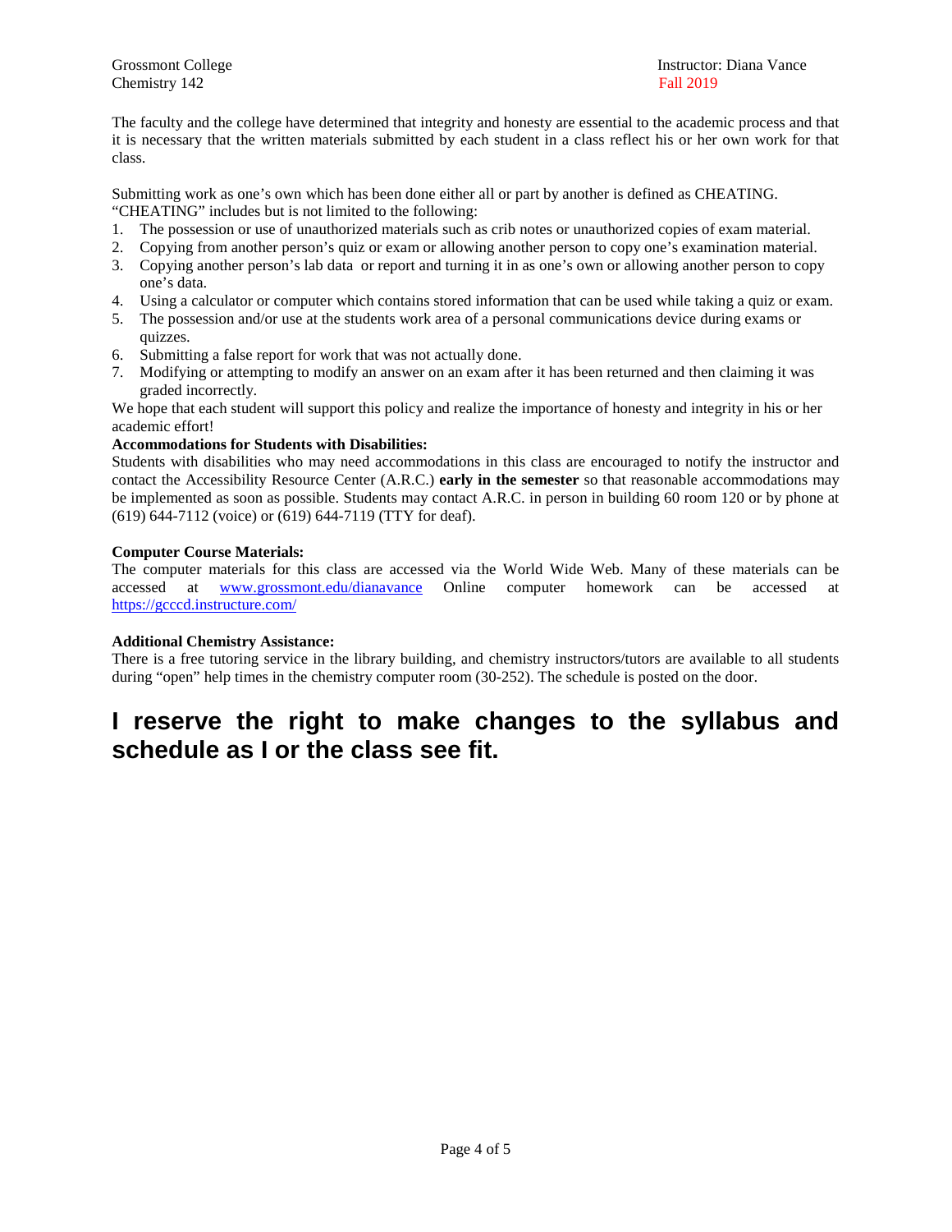The faculty and the college have determined that integrity and honesty are essential to the academic process and that it is necessary that the written materials submitted by each student in a class reflect his or her own work for that class.

Submitting work as one's own which has been done either all or part by another is defined as CHEATING. "CHEATING" includes but is not limited to the following:

1. The possession or use of unauthorized materials such as crib notes or unauthorized copies of exam material.
2. Copying from another person's quiz or exam or allowing another person to copy one's examination material.
3. Copying another person's lab data or report and turning it in as one's own or allowing another person to copy one's data.
4. Using a calculator or computer which contains stored information that can be used while taking a quiz or exam.
5. The possession and/or use at the students work area of a personal communications device during exams or quizzes.
6. Submitting a false report for work that was not actually done.
7. Modifying or attempting to modify an answer on an exam after it has been returned and then claiming it was graded incorrectly.

We hope that each student will support this policy and realize the importance of honesty and integrity in his or her academic effort!

**Accommodations for Students with Disabilities:**

Students with disabilities who may need accommodations in this class are encouraged to notify the instructor and contact the Accessibility Resource Center (A.R.C.) **early in the semester** so that reasonable accommodations may be implemented as soon as possible. Students may contact A.R.C. in person in building 60 room 120 or by phone at (619) 644-7112 (voice) or (619) 644-7119 (TTY for deaf).

**Computer Course Materials:**

The computer materials for this class are accessed via the World Wide Web. Many of these materials can be accessed at www.grossmont.edu/dianavance Online computer homework can be accessed at https://gcccd.instructure.com/

**Additional Chemistry Assistance:**

There is a free tutoring service in the library building, and chemistry instructors/tutors are available to all students during "open" help times in the chemistry computer room (30-252). The schedule is posted on the door.

## I reserve the right to make changes to the syllabus and schedule as I or the class see fit.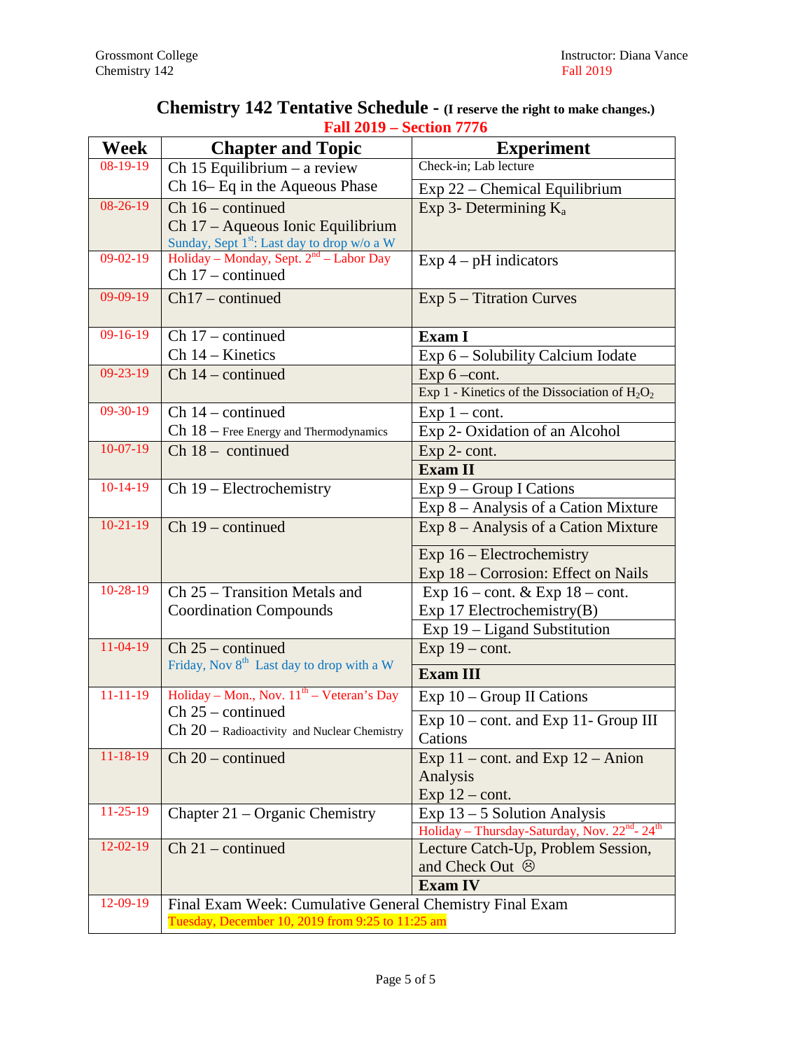Grossmont College
Chemistry 142

Instructor: Diana Vance
Fall 2019

## Chemistry 142 Tentative Schedule - (I reserve the right to make changes.)

**Fall 2019 – Section 7776**

| Week | Chapter and Topic | Experiment |
|---|---|---|
| 08-19-19 | Ch 15 Equilibrium – a review<br>Ch 16– Eq in the Aqueous Phase | Check-in; Lab lecture<br>Exp 22 – Chemical Equilibrium |
| 08-26-19 | Ch 16 – continued<br>Ch 17 – Aqueous Ionic Equilibrium<br>Sunday, Sept 1st: Last day to drop w/o a W | Exp 3- Determining $K_a$ |
| 09-02-19 | Holiday – Monday, Sept. 2nd – Labor Day<br>Ch 17 – continued | Exp 4 – pH indicators |
| 09-09-19 | Ch17 – continued | Exp 5 – Titration Curves |
| 09-16-19 | Ch 17 – continued<br>Ch 14 – Kinetics | **Exam I**<br>Exp 6 – Solubility Calcium Iodate |
| 09-23-19 | Ch 14 – continued | Exp 6 –cont.<br>Exp 1 - Kinetics of the Dissociation of $H_2O_2$ |
| 09-30-19 | Ch 14 – continued<br>Ch 18 – Free Energy and Thermodynamics | Exp 1 – cont.<br>Exp 2- Oxidation of an Alcohol |
| 10-07-19 | Ch 18 – continued | Exp 2- cont.<br>**Exam II** |
| 10-14-19 | Ch 19 – Electrochemistry | Exp 9 – Group I Cations<br>Exp 8 – Analysis of a Cation Mixture |
| 10-21-19 | Ch 19 – continued | Exp 8 – Analysis of a Cation Mixture<br>Exp 16 – Electrochemistry<br>Exp 18 – Corrosion: Effect on Nails |
| 10-28-19 | Ch 25 – Transition Metals and Coordination Compounds | Exp 16 – cont. & Exp 18 – cont.<br>Exp 17 Electrochemistry(B)<br>Exp 19 – Ligand Substitution |
| 11-04-19 | Ch 25 – continued<br>Friday, Nov 8th Last day to drop with a W | Exp 19 – cont.<br>**Exam III** |
| 11-11-19 | Holiday – Mon., Nov. 11th – Veteran's Day<br>Ch 25 – continued<br>Ch 20 – Radioactivity and Nuclear Chemistry | Exp 10 – Group II Cations<br>Exp 10 – cont. and Exp 11- Group III Cations |
| 11-18-19 | Ch 20 – continued | Exp 11 – cont. and Exp 12 – Anion Analysis<br>Exp 12 – cont. |
| 11-25-19 | Chapter 21 – Organic Chemistry | Exp 13 – 5 Solution Analysis<br>Holiday – Thursday-Saturday, Nov. 22nd- 24th |
| 12-02-19 | Ch 21 – continued | Lecture Catch-Up, Problem Session, and Check Out ☹<br>**Exam IV** |
| 12-09-19 | Final Exam Week: Cumulative General Chemistry Final Exam<br>Tuesday, December 10, 2019 from 9:25 to 11:25 am | |